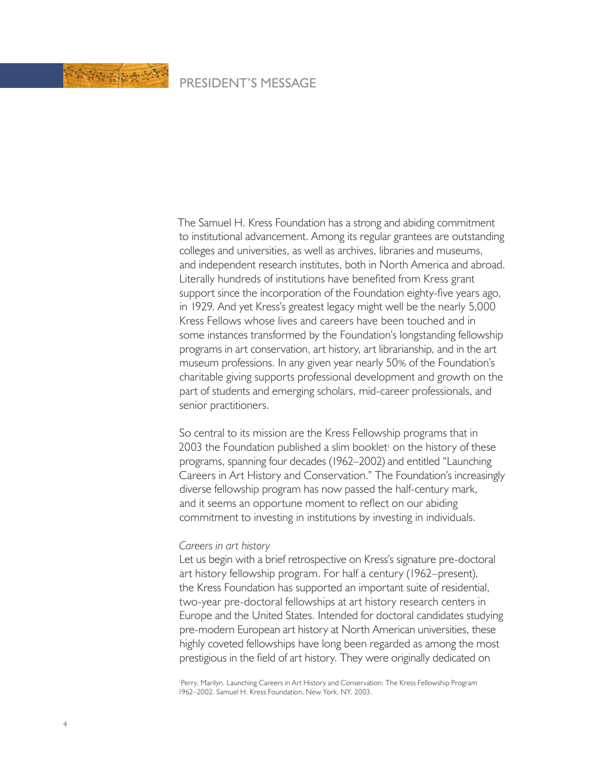# PRESIDENT'S MESSAGE

The Samuel H. Kress Foundation has a strong and abiding commitment to institutional advancement. Among its regular grantees are outstanding colleges and universities, as well as archives, libraries and museums, and independent research institutes, both in North America and abroad. Literally hundreds of institutions have benefited from Kress grant support since the incorporation of the Foundation eighty-five years ago, in 1929. And yet Kress's greatest legacy might well be the nearly 5,000 Kress Fellows whose lives and careers have been touched and in some instances transformed by the Foundation's longstanding fellowship programs in art conservation, art history, art librarianship, and in the art museum professions. In any given year nearly 50% of the Foundation's charitable giving supports professional development and growth on the part of students and emerging scholars, mid-career professionals, and senior practitioners.

So central to its mission are the Kress Fellowship programs that in 2003 the Foundation published a slim booklet[1] on the history of these programs, spanning four decades (1962–2002) and entitled "Launching Careers in Art History and Conservation." The Foundation's increasingly diverse fellowship program has now passed the half-century mark, and it seems an opportune moment to reflect on our abiding commitment to investing in institutions by investing in individuals.

*Careers in art history*

Let us begin with a brief retrospective on Kress's signature pre-doctoral art history fellowship program. For half a century (1962–present), the Kress Foundation has supported an important suite of residential, two-year pre-doctoral fellowships at art history research centers in Europe and the United States. Intended for doctoral candidates studying pre-modern European art history at North American universities, these highly coveted fellowships have long been regarded as among the most prestigious in the field of art history. They were originally dedicated on

[1] Perry, Marilyn. Launching Careers in Art History and Conservation: The Kress Fellowship Program 1962–2002. Samuel H. Kress Foundation, New York, NY. 2003.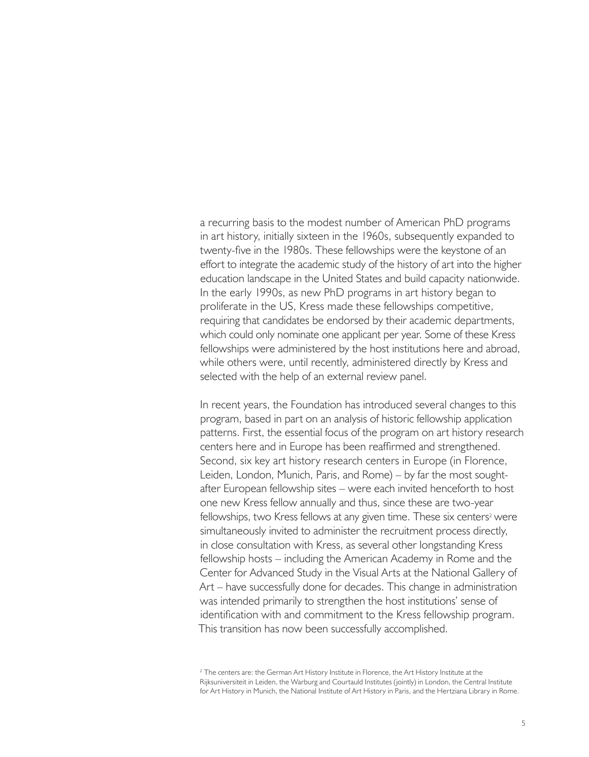a recurring basis to the modest number of American PhD programs in art history, initially sixteen in the 1960s, subsequently expanded to twenty-five in the 1980s. These fellowships were the keystone of an effort to integrate the academic study of the history of art into the higher education landscape in the United States and build capacity nationwide. In the early 1990s, as new PhD programs in art history began to proliferate in the US, Kress made these fellowships competitive, requiring that candidates be endorsed by their academic departments, which could only nominate one applicant per year. Some of these Kress fellowships were administered by the host institutions here and abroad, while others were, until recently, administered directly by Kress and selected with the help of an external review panel.

In recent years, the Foundation has introduced several changes to this program, based in part on an analysis of historic fellowship application patterns. First, the essential focus of the program on art history research centers here and in Europe has been reaffirmed and strengthened. Second, six key art history research centers in Europe (in Florence, Leiden, London, Munich, Paris, and Rome) – by far the most sought-after European fellowship sites – were each invited henceforth to host one new Kress fellow annually and thus, since these are two-year fellowships, two Kress fellows at any given time. These six centers[2] were simultaneously invited to administer the recruitment process directly, in close consultation with Kress, as several other longstanding Kress fellowship hosts – including the American Academy in Rome and the Center for Advanced Study in the Visual Arts at the National Gallery of Art – have successfully done for decades. This change in administration was intended primarily to strengthen the host institutions' sense of identification with and commitment to the Kress fellowship program. This transition has now been successfully accomplished.

[2] The centers are: the German Art History Institute in Florence, the Art History Institute at the Rijksuniversiteit in Leiden, the Warburg and Courtauld Institutes (jointly) in London, the Central Institute for Art History in Munich, the National Institute of Art History in Paris, and the Hertziana Library in Rome.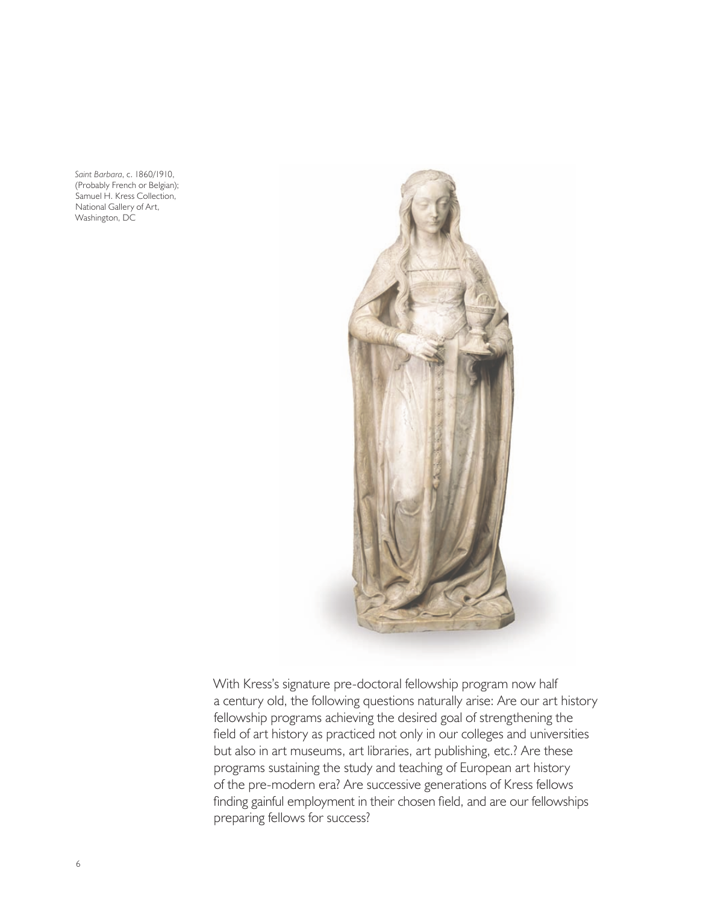*Saint Barbara*, c. 1860/1910, (Probably French or Belgian); Samuel H. Kress Collection, National Gallery of Art, Washington, DC

With Kress's signature pre-doctoral fellowship program now half a century old, the following questions naturally arise: Are our art history fellowship programs achieving the desired goal of strengthening the field of art history as practiced not only in our colleges and universities but also in art museums, art libraries, art publishing, etc.? Are these programs sustaining the study and teaching of European art history of the pre-modern era? Are successive generations of Kress fellows finding gainful employment in their chosen field, and are our fellowships preparing fellows for success?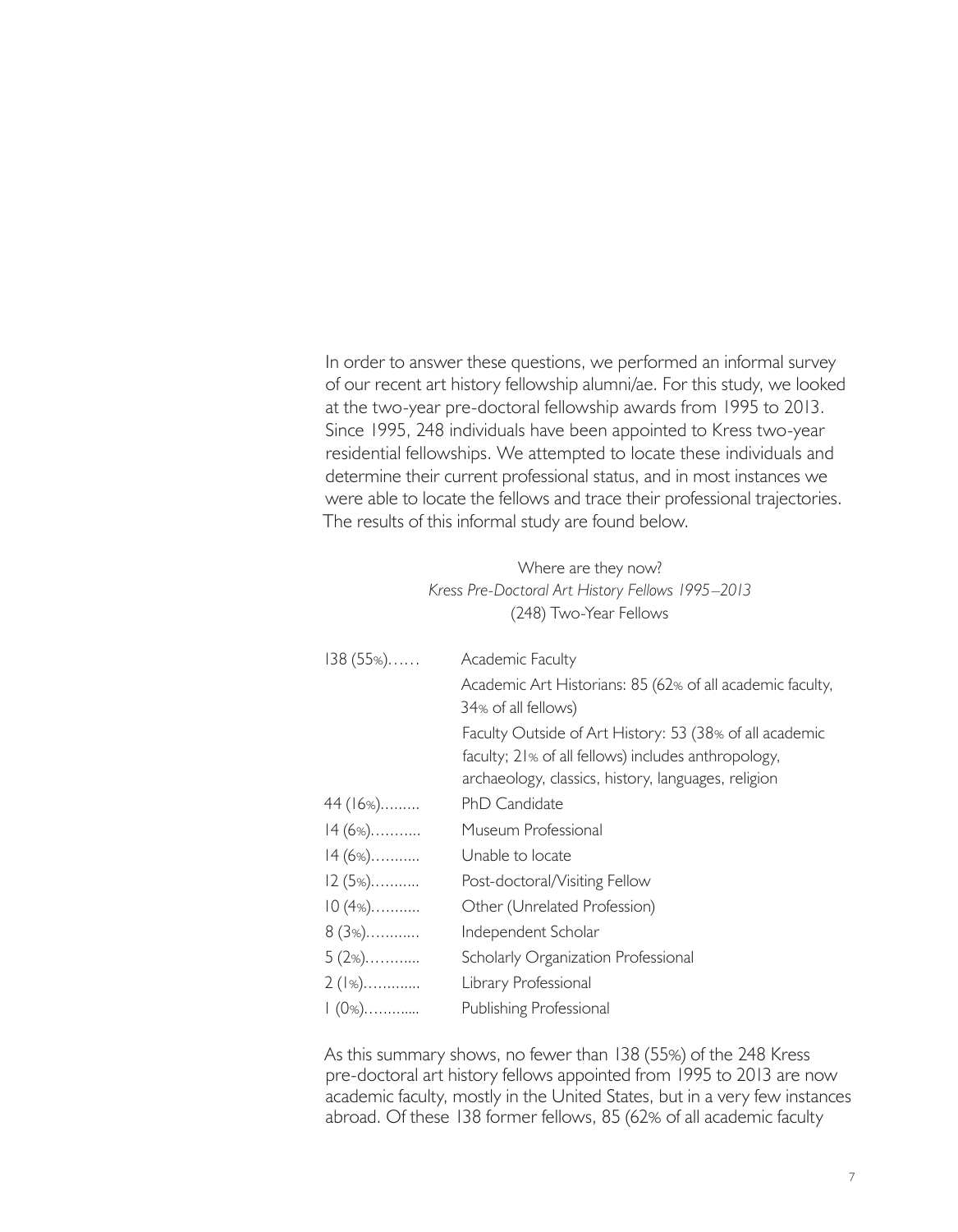In order to answer these questions, we performed an informal survey of our recent art history fellowship alumni/ae. For this study, we looked at the two-year pre-doctoral fellowship awards from 1995 to 2013. Since 1995, 248 individuals have been appointed to Kress two-year residential fellowships. We attempted to locate these individuals and determine their current professional status, and in most instances we were able to locate the fellows and trace their professional trajectories. The results of this informal study are found below.

Where are they now?
*Kress Pre-Doctoral Art History Fellows 1995–2013*
(248) Two-Year Fellows

| | |
|---|---|
| 138 (55%)…… | Academic Faculty<br>Academic Art Historians: 85 (62% of all academic faculty, 34% of all fellows)<br>Faculty Outside of Art History: 53 (38% of all academic faculty; 21% of all fellows) includes anthropology, archaeology, classics, history, languages, religion |
| 44 (16%)……… | PhD Candidate |
| 14 (6%)……….. | Museum Professional |
| 14 (6%)……….. | Unable to locate |
| 12 (5%)……….. | Post-doctoral/Visiting Fellow |
| 10 (4%)……….. | Other (Unrelated Profession) |
| 8 (3%)……….. | Independent Scholar |
| 5 (2%)……….. | Scholarly Organization Professional |
| 2 (1%)……….. | Library Professional |
| 1 (0%)……….. | Publishing Professional |

As this summary shows, no fewer than 138 (55%) of the 248 Kress pre-doctoral art history fellows appointed from 1995 to 2013 are now academic faculty, mostly in the United States, but in a very few instances abroad. Of these 138 former fellows, 85 (62% of all academic faculty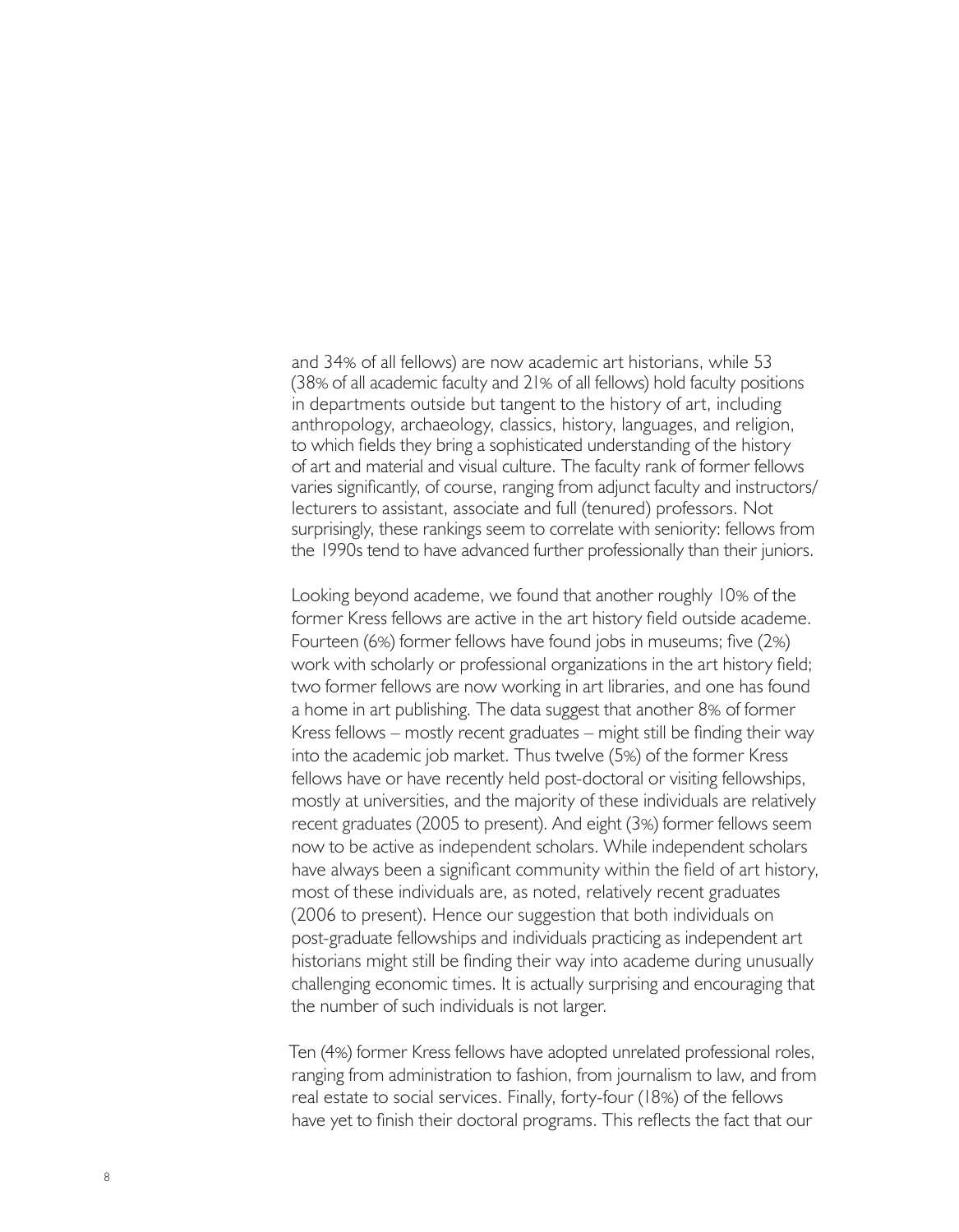and 34% of all fellows) are now academic art historians, while 53 (38% of all academic faculty and 21% of all fellows) hold faculty positions in departments outside but tangent to the history of art, including anthropology, archaeology, classics, history, languages, and religion, to which fields they bring a sophisticated understanding of the history of art and material and visual culture. The faculty rank of former fellows varies significantly, of course, ranging from adjunct faculty and instructors/lecturers to assistant, associate and full (tenured) professors. Not surprisingly, these rankings seem to correlate with seniority: fellows from the 1990s tend to have advanced further professionally than their juniors.

Looking beyond academe, we found that another roughly 10% of the former Kress fellows are active in the art history field outside academe. Fourteen (6%) former fellows have found jobs in museums; five (2%) work with scholarly or professional organizations in the art history field; two former fellows are now working in art libraries, and one has found a home in art publishing. The data suggest that another 8% of former Kress fellows – mostly recent graduates – might still be finding their way into the academic job market. Thus twelve (5%) of the former Kress fellows have or have recently held post-doctoral or visiting fellowships, mostly at universities, and the majority of these individuals are relatively recent graduates (2005 to present). And eight (3%) former fellows seem now to be active as independent scholars. While independent scholars have always been a significant community within the field of art history, most of these individuals are, as noted, relatively recent graduates (2006 to present). Hence our suggestion that both individuals on post-graduate fellowships and individuals practicing as independent art historians might still be finding their way into academe during unusually challenging economic times. It is actually surprising and encouraging that the number of such individuals is not larger.

Ten (4%) former Kress fellows have adopted unrelated professional roles, ranging from administration to fashion, from journalism to law, and from real estate to social services. Finally, forty-four (18%) of the fellows have yet to finish their doctoral programs. This reflects the fact that our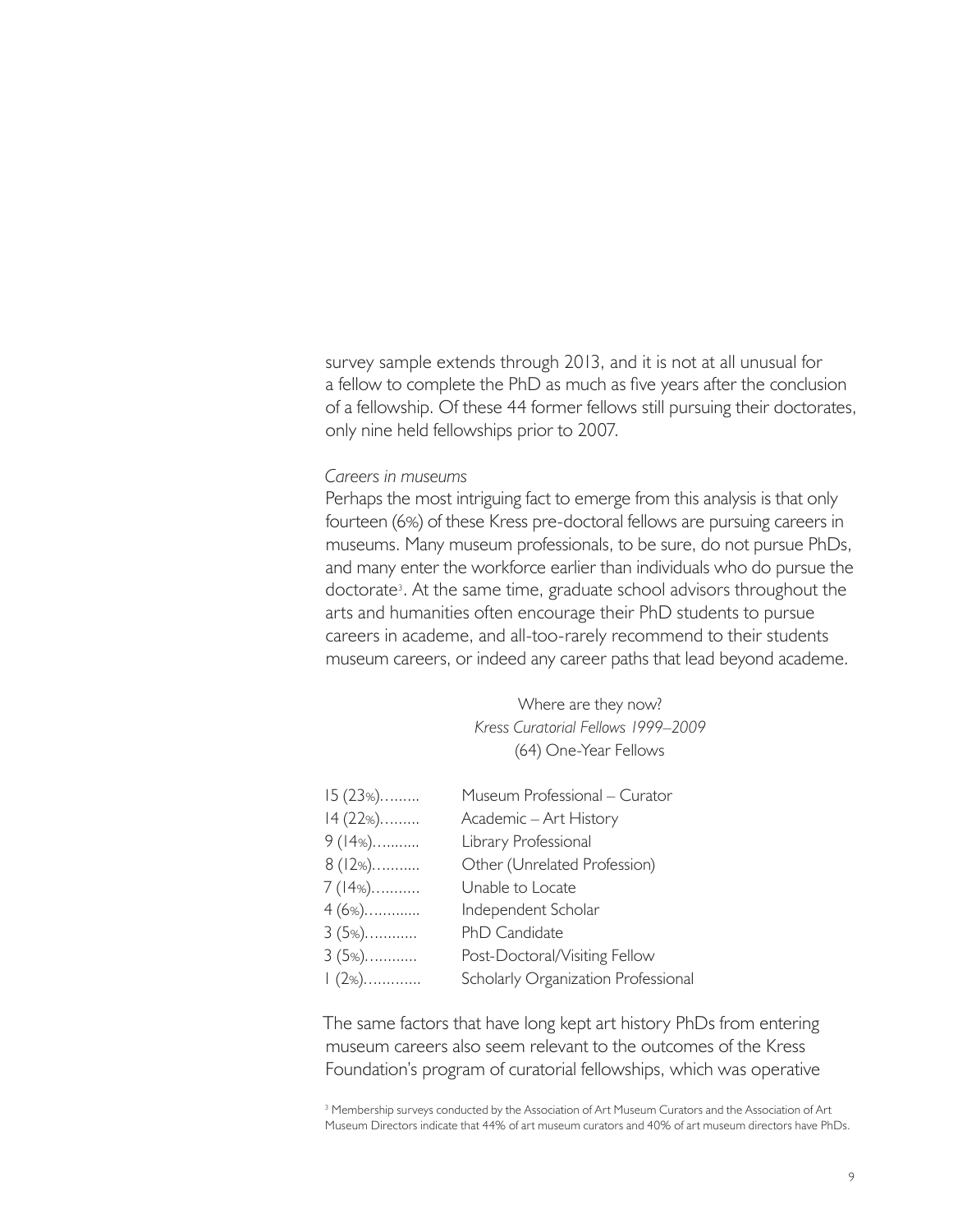survey sample extends through 2013, and it is not at all unusual for a fellow to complete the PhD as much as five years after the conclusion of a fellowship. Of these 44 former fellows still pursuing their doctorates, only nine held fellowships prior to 2007.

*Careers in museums*

Perhaps the most intriguing fact to emerge from this analysis is that only fourteen (6%) of these Kress pre-doctoral fellows are pursuing careers in museums. Many museum professionals, to be sure, do not pursue PhDs, and many enter the workforce earlier than individuals who do pursue the doctorate[3]. At the same time, graduate school advisors throughout the arts and humanities often encourage their PhD students to pursue careers in academe, and all-too-rarely recommend to their students museum careers, or indeed any career paths that lead beyond academe.

Where are they now?
*Kress Curatorial Fellows 1999–2009*
(64) One-Year Fellows

| | |
|---|---|
| 15 (23%)......... | Museum Professional – Curator |
| 14 (22%)......... | Academic – Art History |
| 9 (14%)........... | Library Professional |
| 8 (12%)........... | Other (Unrelated Profession) |
| 7 (14%)........... | Unable to Locate |
| 4 (6%)............. | Independent Scholar |
| 3 (5%)............ | PhD Candidate |
| 3 (5%)............ | Post-Doctoral/Visiting Fellow |
| 1 (2%)............. | Scholarly Organization Professional |

The same factors that have long kept art history PhDs from entering museum careers also seem relevant to the outcomes of the Kress Foundation's program of curatorial fellowships, which was operative

[3] Membership surveys conducted by the Association of Art Museum Curators and the Association of Art Museum Directors indicate that 44% of art museum curators and 40% of art museum directors have PhDs.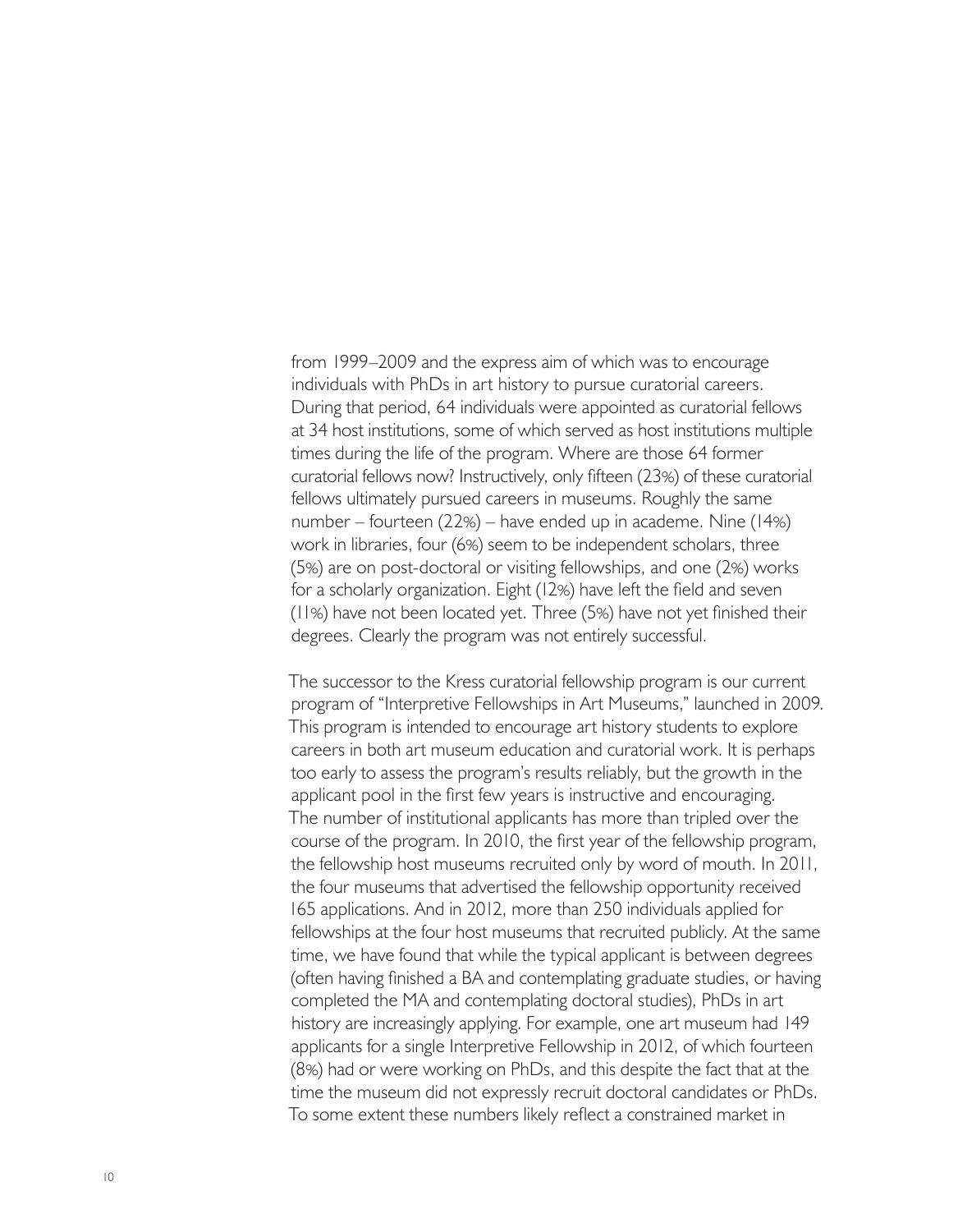from 1999–2009 and the express aim of which was to encourage individuals with PhDs in art history to pursue curatorial careers. During that period, 64 individuals were appointed as curatorial fellows at 34 host institutions, some of which served as host institutions multiple times during the life of the program. Where are those 64 former curatorial fellows now? Instructively, only fifteen (23%) of these curatorial fellows ultimately pursued careers in museums. Roughly the same number – fourteen (22%) – have ended up in academe. Nine (14%) work in libraries, four (6%) seem to be independent scholars, three (5%) are on post-doctoral or visiting fellowships, and one (2%) works for a scholarly organization. Eight (12%) have left the field and seven (11%) have not been located yet. Three (5%) have not yet finished their degrees. Clearly the program was not entirely successful.

The successor to the Kress curatorial fellowship program is our current program of "Interpretive Fellowships in Art Museums," launched in 2009. This program is intended to encourage art history students to explore careers in both art museum education and curatorial work. It is perhaps too early to assess the program's results reliably, but the growth in the applicant pool in the first few years is instructive and encouraging. The number of institutional applicants has more than tripled over the course of the program. In 2010, the first year of the fellowship program, the fellowship host museums recruited only by word of mouth. In 2011, the four museums that advertised the fellowship opportunity received 165 applications. And in 2012, more than 250 individuals applied for fellowships at the four host museums that recruited publicly. At the same time, we have found that while the typical applicant is between degrees (often having finished a BA and contemplating graduate studies, or having completed the MA and contemplating doctoral studies), PhDs in art history are increasingly applying. For example, one art museum had 149 applicants for a single Interpretive Fellowship in 2012, of which fourteen (8%) had or were working on PhDs, and this despite the fact that at the time the museum did not expressly recruit doctoral candidates or PhDs. To some extent these numbers likely reflect a constrained market in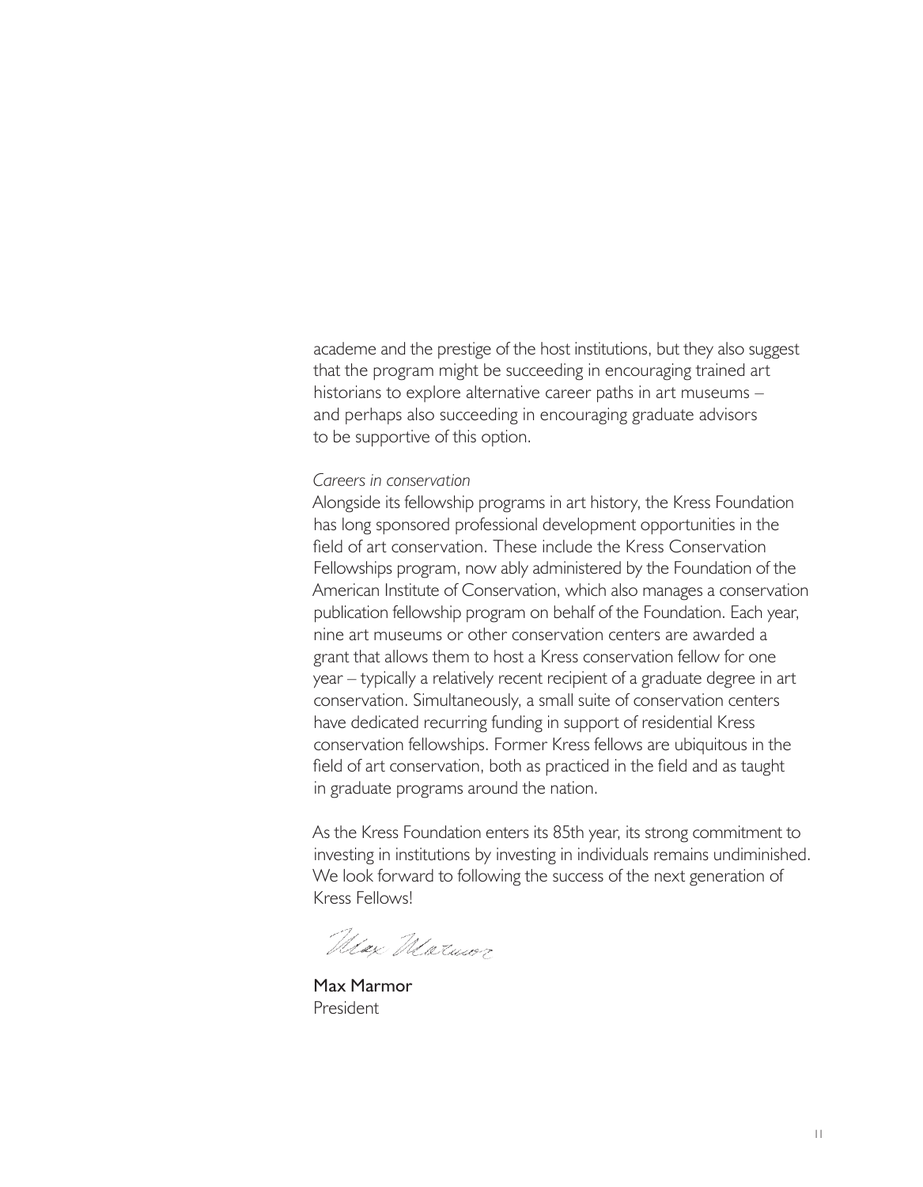academe and the prestige of the host institutions, but they also suggest that the program might be succeeding in encouraging trained art historians to explore alternative career paths in art museums – and perhaps also succeeding in encouraging graduate advisors to be supportive of this option.

*Careers in conservation*

Alongside its fellowship programs in art history, the Kress Foundation has long sponsored professional development opportunities in the field of art conservation. These include the Kress Conservation Fellowships program, now ably administered by the Foundation of the American Institute of Conservation, which also manages a conservation publication fellowship program on behalf of the Foundation. Each year, nine art museums or other conservation centers are awarded a grant that allows them to host a Kress conservation fellow for one year – typically a relatively recent recipient of a graduate degree in art conservation. Simultaneously, a small suite of conservation centers have dedicated recurring funding in support of residential Kress conservation fellowships. Former Kress fellows are ubiquitous in the field of art conservation, both as practiced in the field and as taught in graduate programs around the nation.

As the Kress Foundation enters its 85th year, its strong commitment to investing in institutions by investing in individuals remains undiminished. We look forward to following the success of the next generation of Kress Fellows!

Max Marmor
President